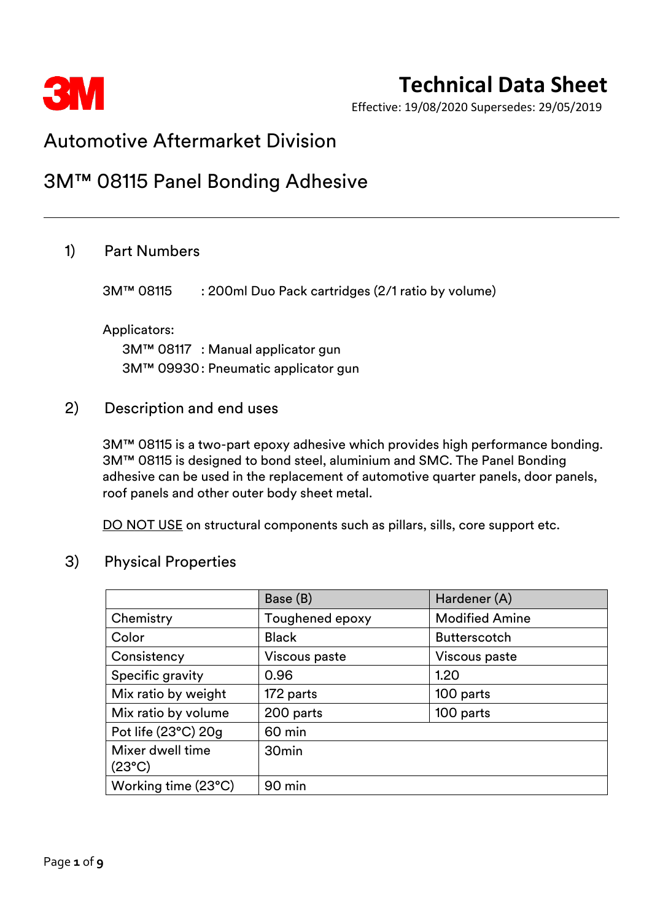# Technical Data Sheet

Effective: 19/08/2020 Supersedes: 29/05/2019

## Automotive Aftermarket Division

## 3M™ 08115 Panel Bonding Adhesive

---

### 1) Part Numbers

3M™ 08115 : 200ml Duo Pack cartridges (2/1 ratio by volume)

Applicators:

3M™ 08117 : Manual applicator gun
3M™ 09930 : Pneumatic applicator gun

### 2) Description and end uses

3M™ 08115 is a two-part epoxy adhesive which provides high performance bonding. 3M™ 08115 is designed to bond steel, aluminium and SMC. The Panel Bonding adhesive can be used in the replacement of automotive quarter panels, door panels, roof panels and other outer body sheet metal.

DO NOT USE on structural components such as pillars, sills, core support etc.

### 3) Physical Properties

| | Base (B) | Hardener (A) |
|---|---|---|
| Chemistry | Toughened epoxy | Modified Amine |
| Color | Black | Butterscotch |
| Consistency | Viscous paste | Viscous paste |
| Specific gravity | 0.96 | 1.20 |
| Mix ratio by weight | 172 parts | 100 parts |
| Mix ratio by volume | 200 parts | 100 parts |
| Pot life (23°C) 20g | 60 min | |
| Mixer dwell time (23°C) | 30min | |
| Working time (23°C) | 90 min | |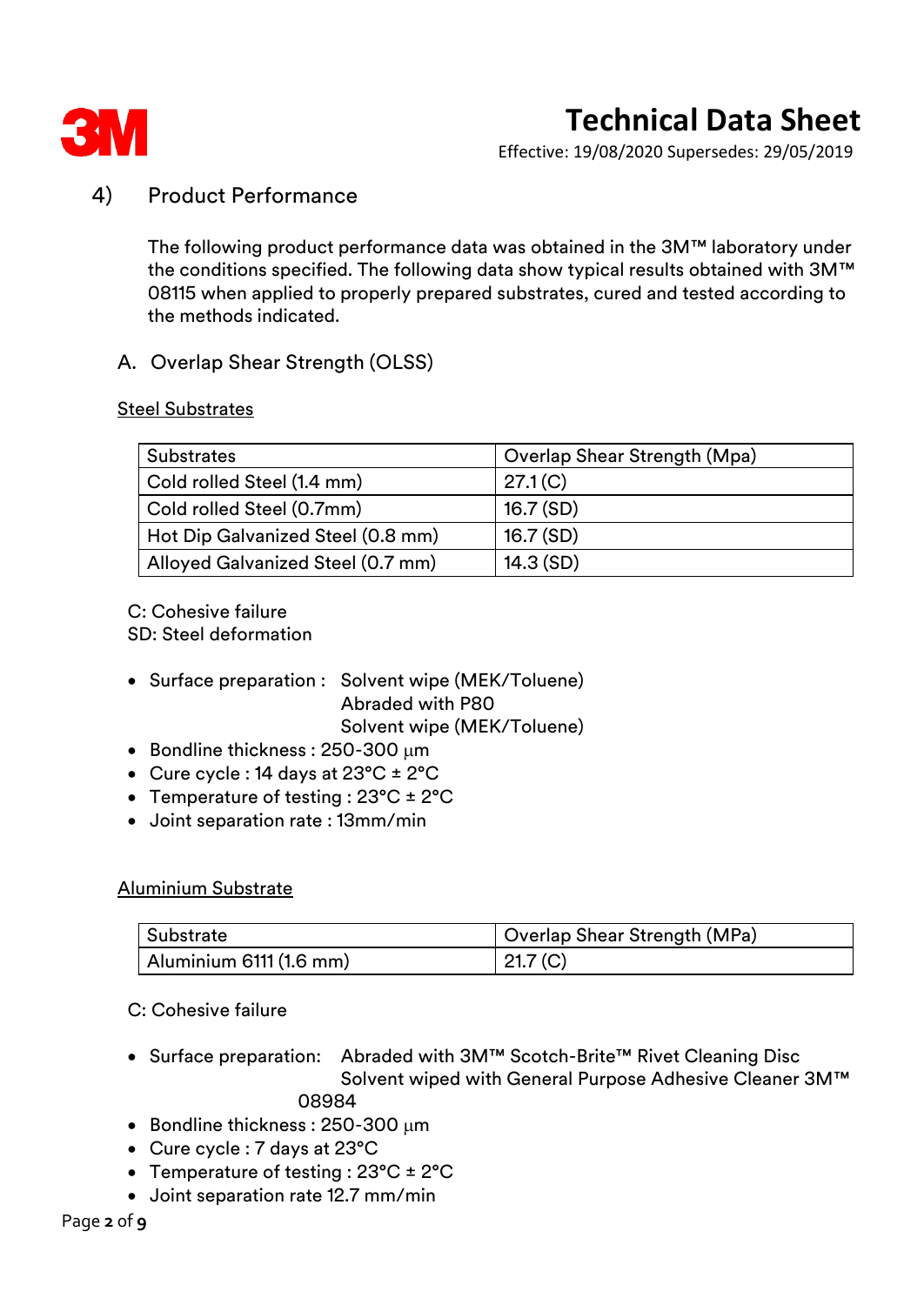## 4) Product Performance

The following product performance data was obtained in the 3M™ laboratory under the conditions specified. The following data show typical results obtained with 3M™ 08115 when applied to properly prepared substrates, cured and tested according to the methods indicated.

### A. Overlap Shear Strength (OLSS)

<u>Steel Substrates</u>

| Substrates | Overlap Shear Strength (Mpa) |
|---|---|
| Cold rolled Steel (1.4 mm) | 27.1 (C) |
| Cold rolled Steel (0.7mm) | 16.7 (SD) |
| Hot Dip Galvanized Steel (0.8 mm) | 16.7 (SD) |
| Alloyed Galvanized Steel (0.7 mm) | 14.3 (SD) |

C: Cohesive failure
SD: Steel deformation

- Surface preparation : Solvent wipe (MEK/Toluene)
  Abraded with P80
  Solvent wipe (MEK/Toluene)
- Bondline thickness : 250-300 µm
- Cure cycle : 14 days at 23°C ± 2°C
- Temperature of testing : 23°C ± 2°C
- Joint separation rate : 13mm/min

<u>Aluminium Substrate</u>

| Substrate | Overlap Shear Strength (MPa) |
|---|---|
| Aluminium 6111 (1.6 mm) | 21.7 (C) |

C: Cohesive failure

- Surface preparation: Abraded with 3M™ Scotch-Brite™ Rivet Cleaning Disc
  Solvent wiped with General Purpose Adhesive Cleaner 3M™ 08984
- Bondline thickness : 250-300 µm
- Cure cycle : 7 days at 23°C
- Temperature of testing : 23°C ± 2°C
- Joint separation rate 12.7 mm/min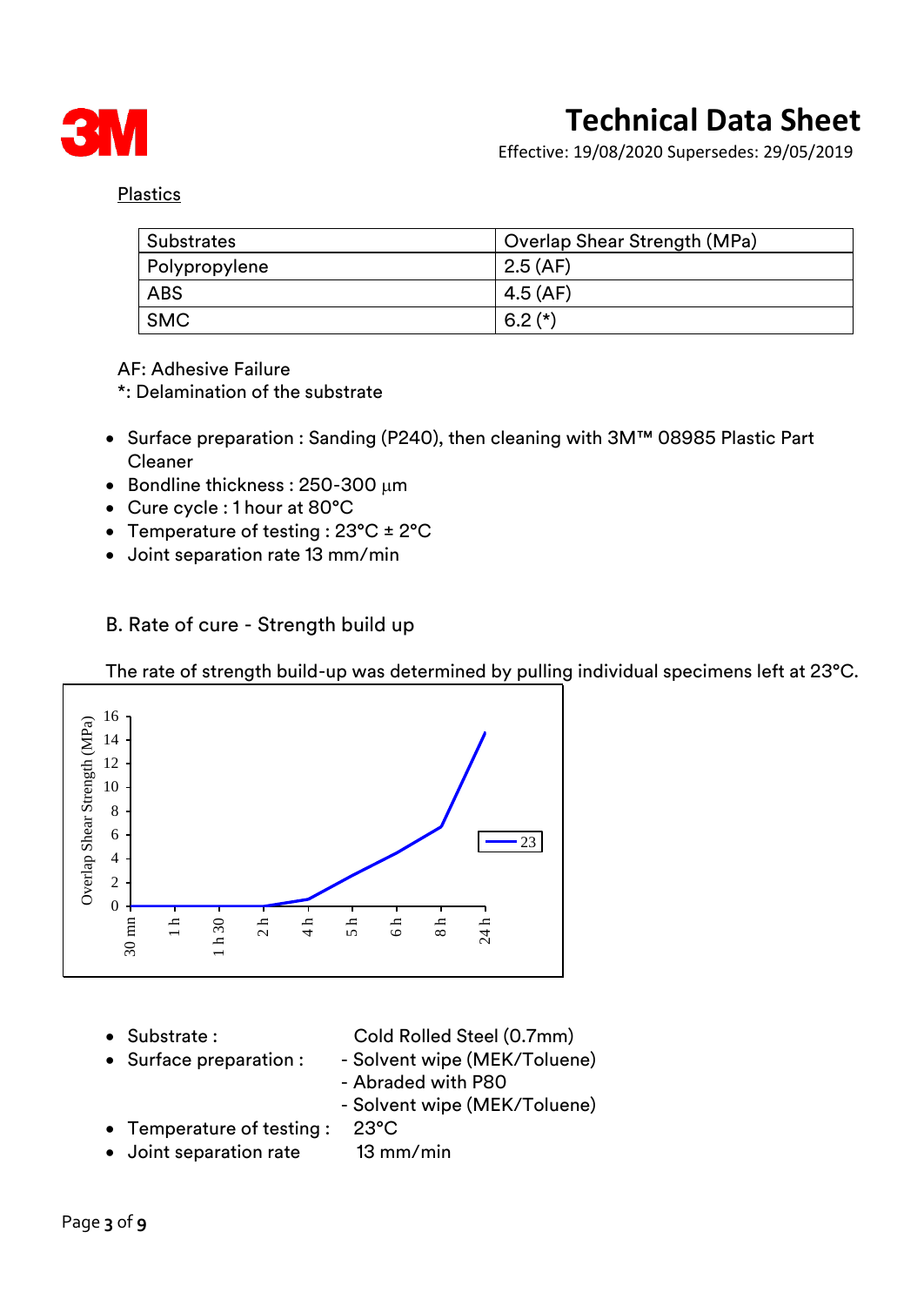Plastics

| Substrates | Overlap Shear Strength (MPa) |
|---|---|
| Polypropylene | 2.5 (AF) |
| ABS | 4.5 (AF) |
| SMC | 6.2 (*) |

AF: Adhesive Failure
*: Delamination of the substrate

- Surface preparation : Sanding (P240), then cleaning with 3M™ 08985 Plastic Part Cleaner
- Bondline thickness : 250-300 µm
- Cure cycle : 1 hour at 80°C
- Temperature of testing : 23°C ± 2°C
- Joint separation rate 13 mm/min

## B. Rate of cure - Strength build up

The rate of strength build-up was determined by pulling individual specimens left at 23°C.

- Substrate : Cold Rolled Steel (0.7mm)
- Surface preparation :
  - Solvent wipe (MEK/Toluene)
  - Abraded with P80
  - Solvent wipe (MEK/Toluene)
- Temperature of testing : 23°C
- Joint separation rate 13 mm/min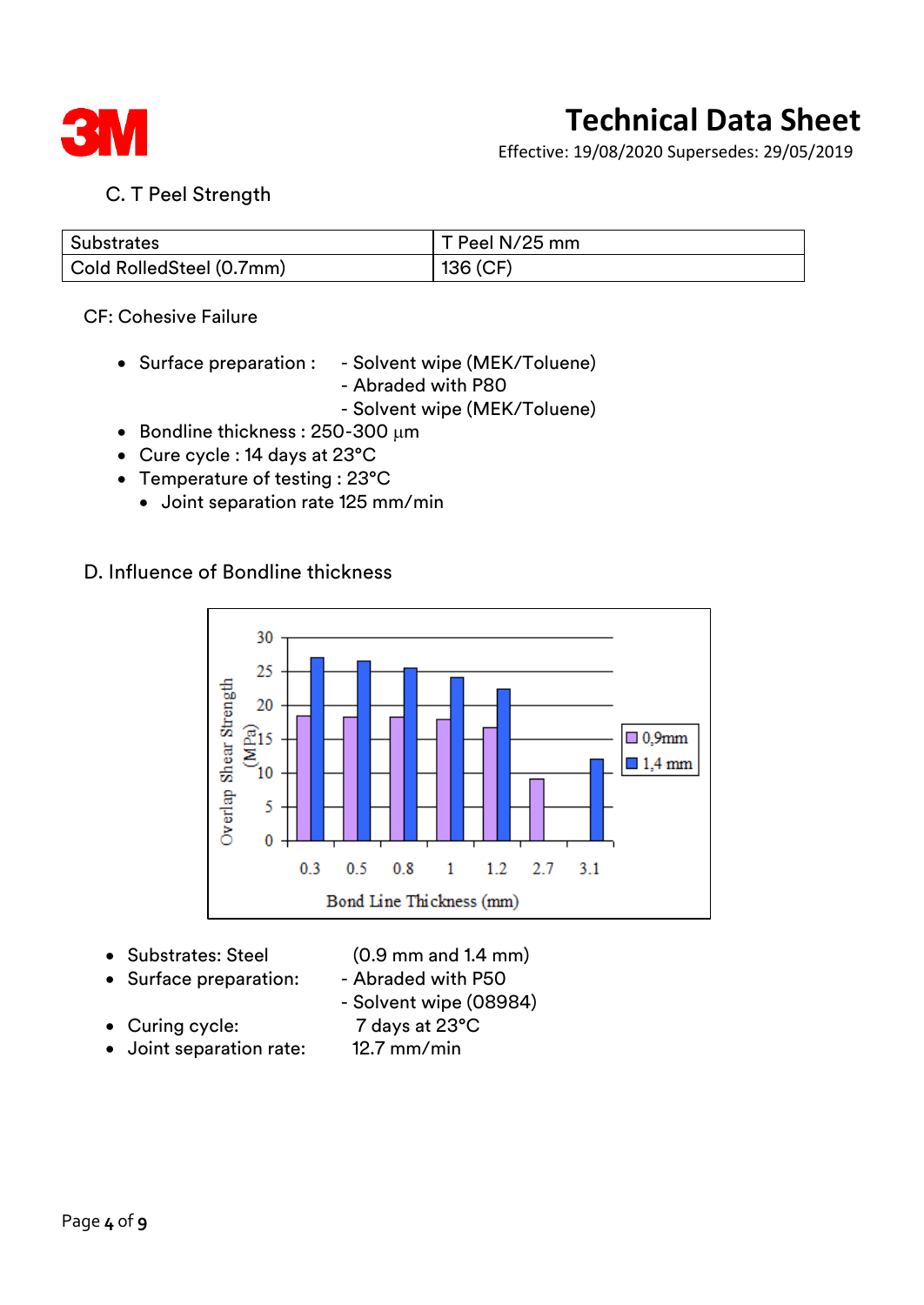## C. T Peel Strength

| Substrates | T Peel N/25 mm |
|---|---|
| Cold RolledSteel (0.7mm) | 136 (CF) |

CF: Cohesive Failure

- Surface preparation : - Solvent wipe (MEK/Toluene)
  - Abraded with P80
  - Solvent wipe (MEK/Toluene)
- Bondline thickness : 250-300 µm
- Cure cycle : 14 days at 23°C
- Temperature of testing : 23°C
  - Joint separation rate 125 mm/min

## D. Influence of Bondline thickness

- Substrates: Steel (0.9 mm and 1.4 mm)
- Surface preparation: - Abraded with P50
  - Solvent wipe (08984)
- Curing cycle: 7 days at 23°C
- Joint separation rate: 12.7 mm/min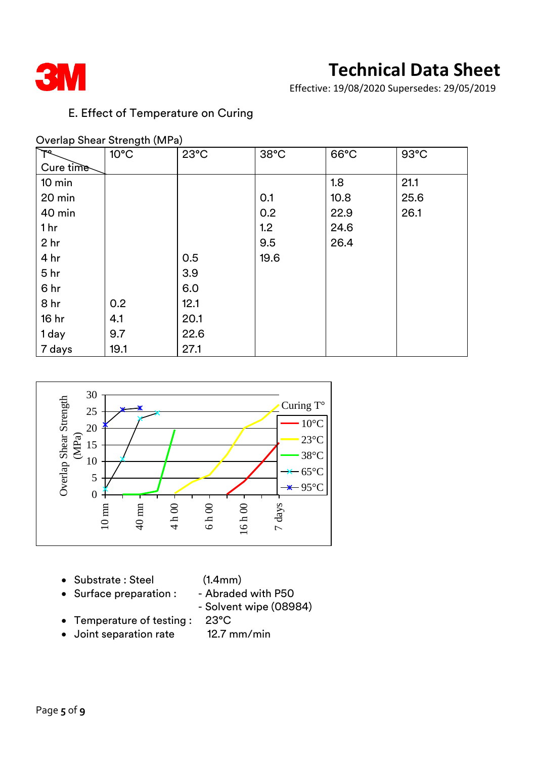### E. Effect of Temperature on Curing

Overlap Shear Strength (MPa)

| T° / Cure time | 10°C | 23°C | 38°C | 66°C | 93°C |
|---|---|---|---|---|---|
| 10 min | | | | 1.8 | 21.1 |
| 20 min | | | 0.1 | 10.8 | 25.6 |
| 40 min | | | 0.2 | 22.9 | 26.1 |
| 1 hr | | | 1.2 | 24.6 | |
| 2 hr | | | 9.5 | 26.4 | |
| 4 hr | | 0.5 | 19.6 | | |
| 5 hr | | 3.9 | | | |
| 6 hr | | 6.0 | | | |
| 8 hr | 0.2 | 12.1 | | | |
| 16 hr | 4.1 | 20.1 | | | |
| 1 day | 9.7 | 22.6 | | | |
| 7 days | 19.1 | 27.1 | | | |

- Substrate : Steel (1.4mm)
- Surface preparation : - Abraded with P50
  - Solvent wipe (08984)
- Temperature of testing : 23°C
- Joint separation rate 12.7 mm/min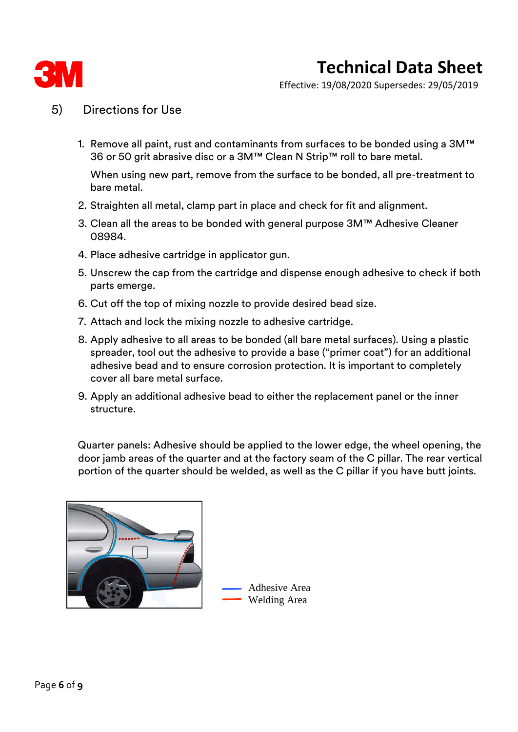## 5) Directions for Use

1. Remove all paint, rust and contaminants from surfaces to be bonded using a 3M™ 36 or 50 grit abrasive disc or a 3M™ Clean N Strip™ roll to bare metal.

   When using new part, remove from the surface to be bonded, all pre-treatment to bare metal.

2. Straighten all metal, clamp part in place and check for fit and alignment.
3. Clean all the areas to be bonded with general purpose 3M™ Adhesive Cleaner 08984.
4. Place adhesive cartridge in applicator gun.
5. Unscrew the cap from the cartridge and dispense enough adhesive to check if both parts emerge.
6. Cut off the top of mixing nozzle to provide desired bead size.
7. Attach and lock the mixing nozzle to adhesive cartridge.
8. Apply adhesive to all areas to be bonded (all bare metal surfaces). Using a plastic spreader, tool out the adhesive to provide a base ("primer coat") for an additional adhesive bead and to ensure corrosion protection. It is important to completely cover all bare metal surface.
9. Apply an additional adhesive bead to either the replacement panel or the inner structure.

Quarter panels: Adhesive should be applied to the lower edge, the wheel opening, the door jamb areas of the quarter and at the factory seam of the C pillar. The rear vertical portion of the quarter should be welded, as well as the C pillar if you have butt joints.

Adhesive Area
Welding Area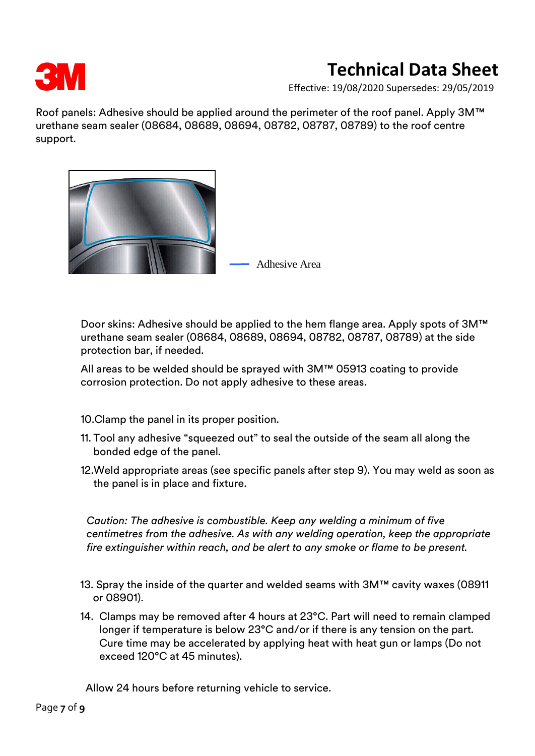Roof panels: Adhesive should be applied around the perimeter of the roof panel. Apply 3M™ urethane seam sealer (08684, 08689, 08694, 08782, 08787, 08789) to the roof centre support.

Adhesive Area

Door skins: Adhesive should be applied to the hem flange area. Apply spots of 3M™ urethane seam sealer (08684, 08689, 08694, 08782, 08787, 08789) at the side protection bar, if needed.

All areas to be welded should be sprayed with 3M™ 05913 coating to provide corrosion protection. Do not apply adhesive to these areas.

10. Clamp the panel in its proper position.
11. Tool any adhesive "squeezed out" to seal the outside of the seam all along the bonded edge of the panel.
12. Weld appropriate areas (see specific panels after step 9). You may weld as soon as the panel is in place and fixture.

*Caution: The adhesive is combustible. Keep any welding a minimum of five centimetres from the adhesive. As with any welding operation, keep the appropriate fire extinguisher within reach, and be alert to any smoke or flame to be present.*

13. Spray the inside of the quarter and welded seams with 3M™ cavity waxes (08911 or 08901).
14. Clamps may be removed after 4 hours at 23°C. Part will need to remain clamped longer if temperature is below 23°C and/or if there is any tension on the part. Cure time may be accelerated by applying heat with heat gun or lamps (Do not exceed 120°C at 45 minutes).

Allow 24 hours before returning vehicle to service.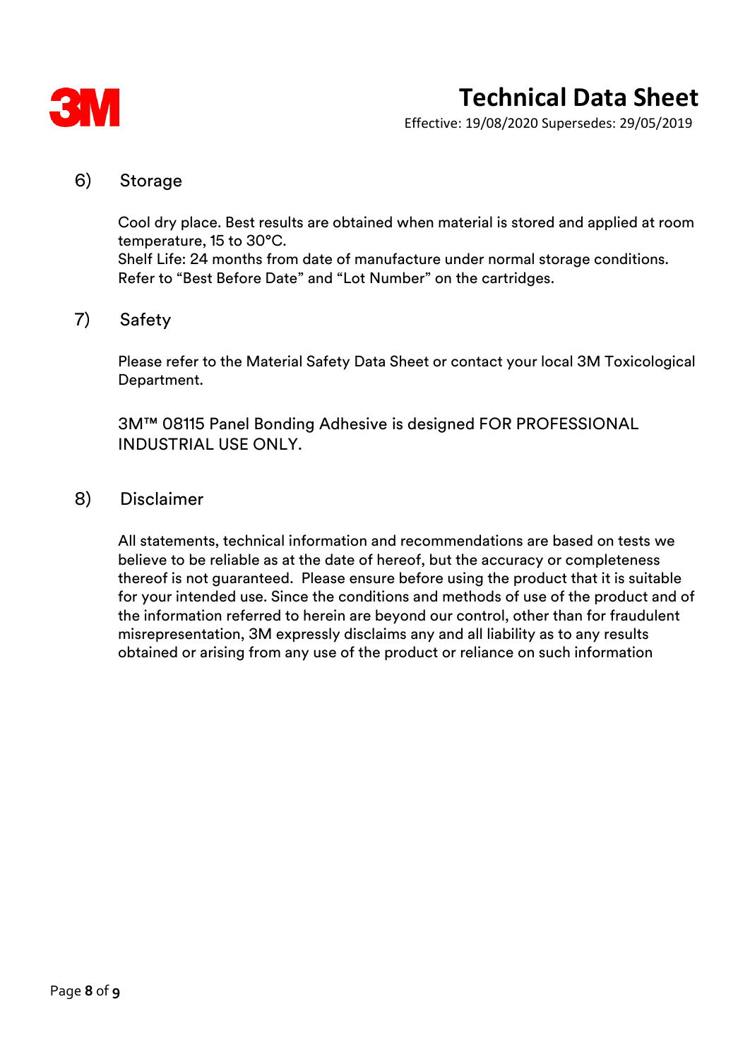## 6) Storage

Cool dry place. Best results are obtained when material is stored and applied at room temperature, 15 to 30°C.
Shelf Life: 24 months from date of manufacture under normal storage conditions.
Refer to “Best Before Date” and “Lot Number” on the cartridges.

## 7) Safety

Please refer to the Material Safety Data Sheet or contact your local 3M Toxicological Department.

3M™ 08115 Panel Bonding Adhesive is designed FOR PROFESSIONAL INDUSTRIAL USE ONLY.

## 8) Disclaimer

All statements, technical information and recommendations are based on tests we believe to be reliable as at the date of hereof, but the accuracy or completeness thereof is not guaranteed. Please ensure before using the product that it is suitable for your intended use. Since the conditions and methods of use of the product and of the information referred to herein are beyond our control, other than for fraudulent misrepresentation, 3M expressly disclaims any and all liability as to any results obtained or arising from any use of the product or reliance on such information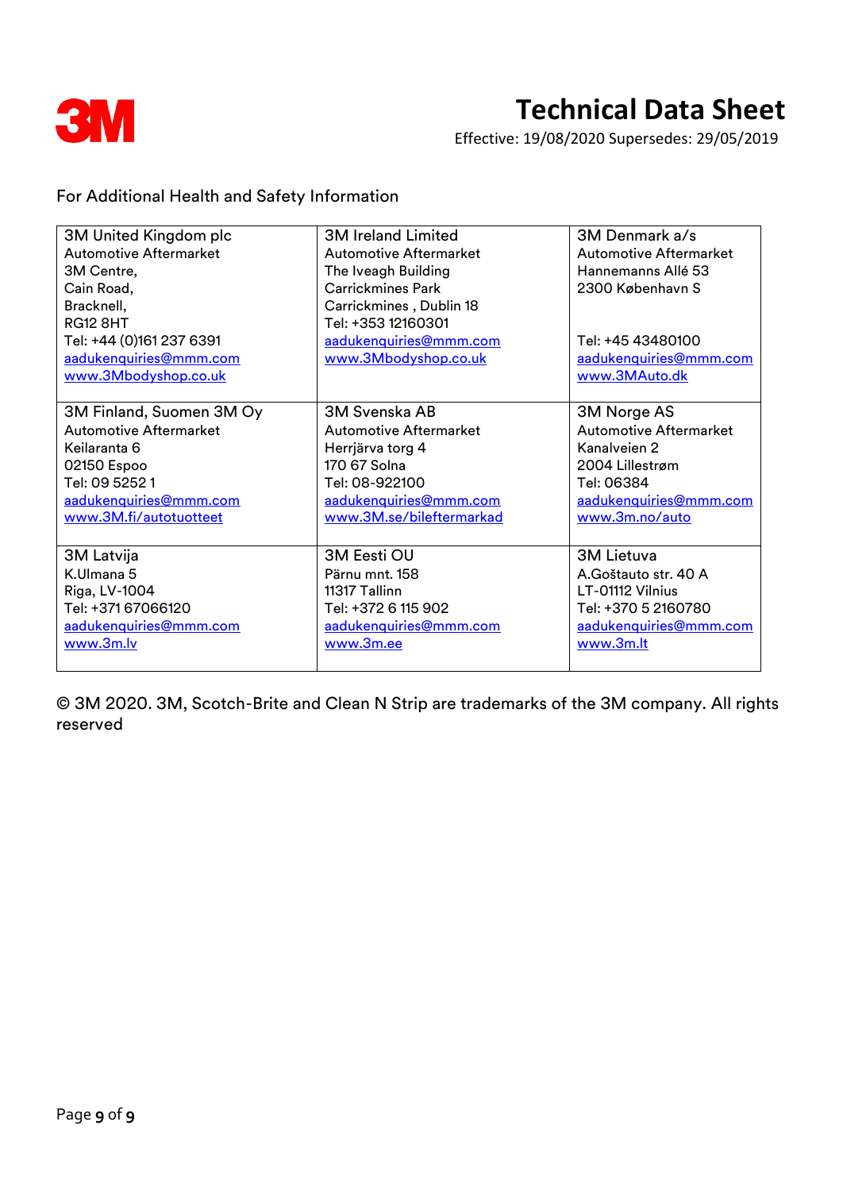For Additional Health and Safety Information

| | | |
|---|---|---|
| 3M United Kingdom plc<br>Automotive Aftermarket<br>3M Centre,<br>Cain Road,<br>Bracknell,<br>RG12 8HT<br>Tel: +44 (0)161 237 6391<br>aadukenquiries@mmm.com<br>www.3Mbodyshop.co.uk | 3M Ireland Limited<br>Automotive Aftermarket<br>The Iveagh Building<br>Carrickmines Park<br>Carrickmines , Dublin 18<br>Tel: +353 12160301<br>aadukenquiries@mmm.com<br>www.3Mbodyshop.co.uk | 3M Denmark a/s<br>Automotive Aftermarket<br>Hannemanns Allé 53<br>2300 København S<br><br>Tel: +45 43480100<br>aadukenquiries@mmm.com<br>www.3MAuto.dk |
| 3M Finland, Suomen 3M Oy<br>Automotive Aftermarket<br>Keilaranta 6<br>02150 Espoo<br>Tel: 09 5252 1<br>aadukenquiries@mmm.com<br>www.3M.fi/autotuotteet | 3M Svenska AB<br>Automotive Aftermarket<br>Herrjärva torg 4<br>170 67 Solna<br>Tel: 08-922100<br>aadukenquiries@mmm.com<br>www.3M.se/bileftermarkad | 3M Norge AS<br>Automotive Aftermarket<br>Kanalveien 2<br>2004 Lillestrøm<br>Tel: 06384<br>aadukenquiries@mmm.com<br>www.3m.no/auto |
| 3M Latvija<br>K.Ulmana 5<br>Riga, LV-1004<br>Tel: +371 67066120<br>aadukenquiries@mmm.com<br>www.3m.lv | 3M Eesti OU<br>Pärnu mnt. 158<br>11317 Tallinn<br>Tel: +372 6 115 902<br>aadukenquiries@mmm.com<br>www.3m.ee | 3M Lietuva<br>A.Goštauto str. 40 A<br>LT-01112 Vilnius<br>Tel: +370 5 2160780<br>aadukenquiries@mmm.com<br>www.3m.lt |

© 3M 2020. 3M, Scotch-Brite and Clean N Strip are trademarks of the 3M company. All rights reserved